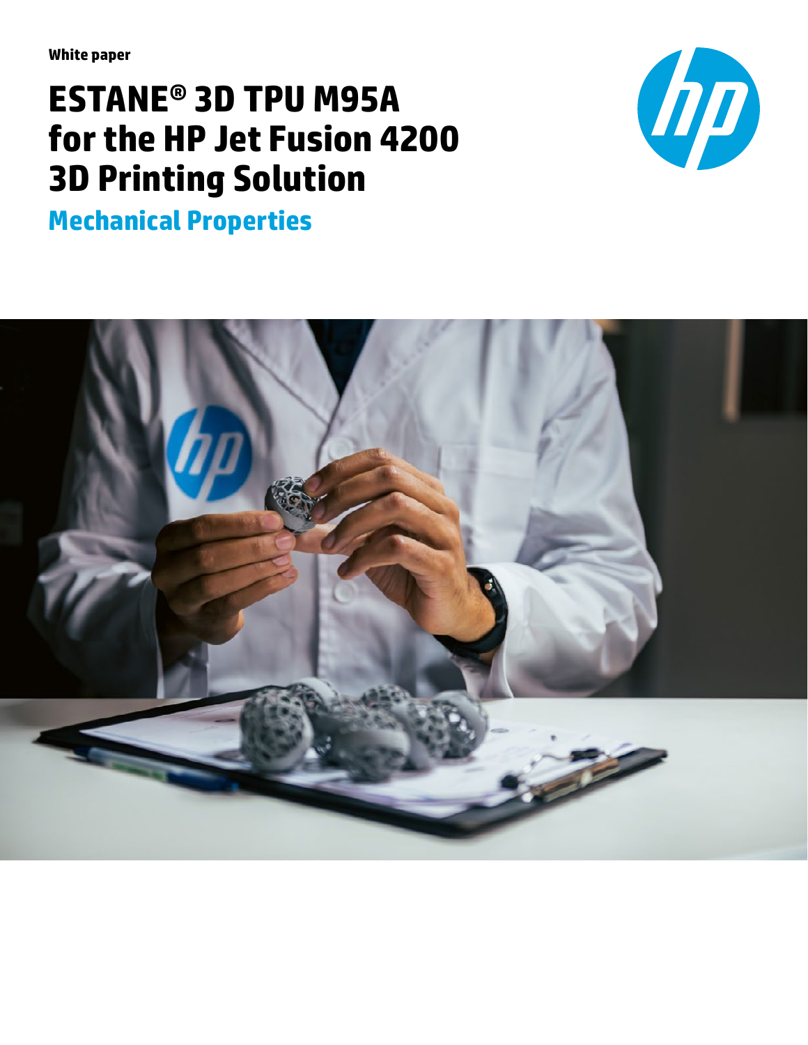White paper

# ESTANE® 3D TPU M95A for the HP Jet Fusion 4200 3D Printing Solution

## Mechanical Properties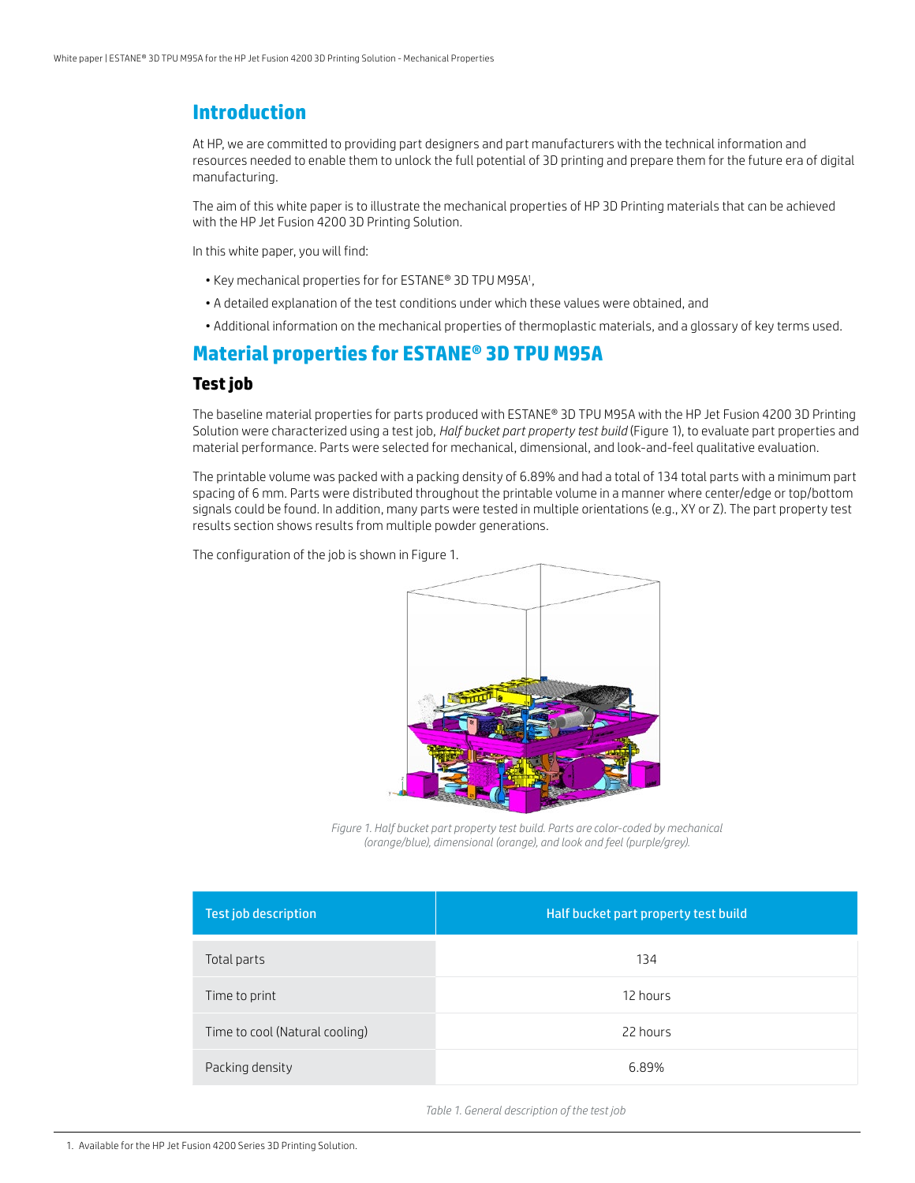## Introduction

At HP, we are committed to providing part designers and part manufacturers with the technical information and resources needed to enable them to unlock the full potential of 3D printing and prepare them for the future era of digital manufacturing.

The aim of this white paper is to illustrate the mechanical properties of HP 3D Printing materials that can be achieved with the HP Jet Fusion 4200 3D Printing Solution.

In this white paper, you will find:

- Key mechanical properties for for ESTANE® 3D TPU M95A[1],
- A detailed explanation of the test conditions under which these values were obtained, and
- Additional information on the mechanical properties of thermoplastic materials, and a glossary of key terms used.

## Material properties for ESTANE® 3D TPU M95A

### Test job

The baseline material properties for parts produced with ESTANE® 3D TPU M95A with the HP Jet Fusion 4200 3D Printing Solution were characterized using a test job, *Half bucket part property test build* (Figure 1), to evaluate part properties and material performance. Parts were selected for mechanical, dimensional, and look-and-feel qualitative evaluation.

The printable volume was packed with a packing density of 6.89% and had a total of 134 total parts with a minimum part spacing of 6 mm. Parts were distributed throughout the printable volume in a manner where center/edge or top/bottom signals could be found. In addition, many parts were tested in multiple orientations (e.g., XY or Z). The part property test results section shows results from multiple powder generations.

The configuration of the job is shown in Figure 1.

*Figure 1. Half bucket part property test build. Parts are color-coded by mechanical (orange/blue), dimensional (orange), and look and feel (purple/grey).*

| Test job description | Half bucket part property test build |
| --- | --- |
| Total parts | 134 |
| Time to print | 12 hours |
| Time to cool (Natural cooling) | 22 hours |
| Packing density | 6.89% |

*Table 1. General description of the test job*

1. Available for the HP Jet Fusion 4200 Series 3D Printing Solution.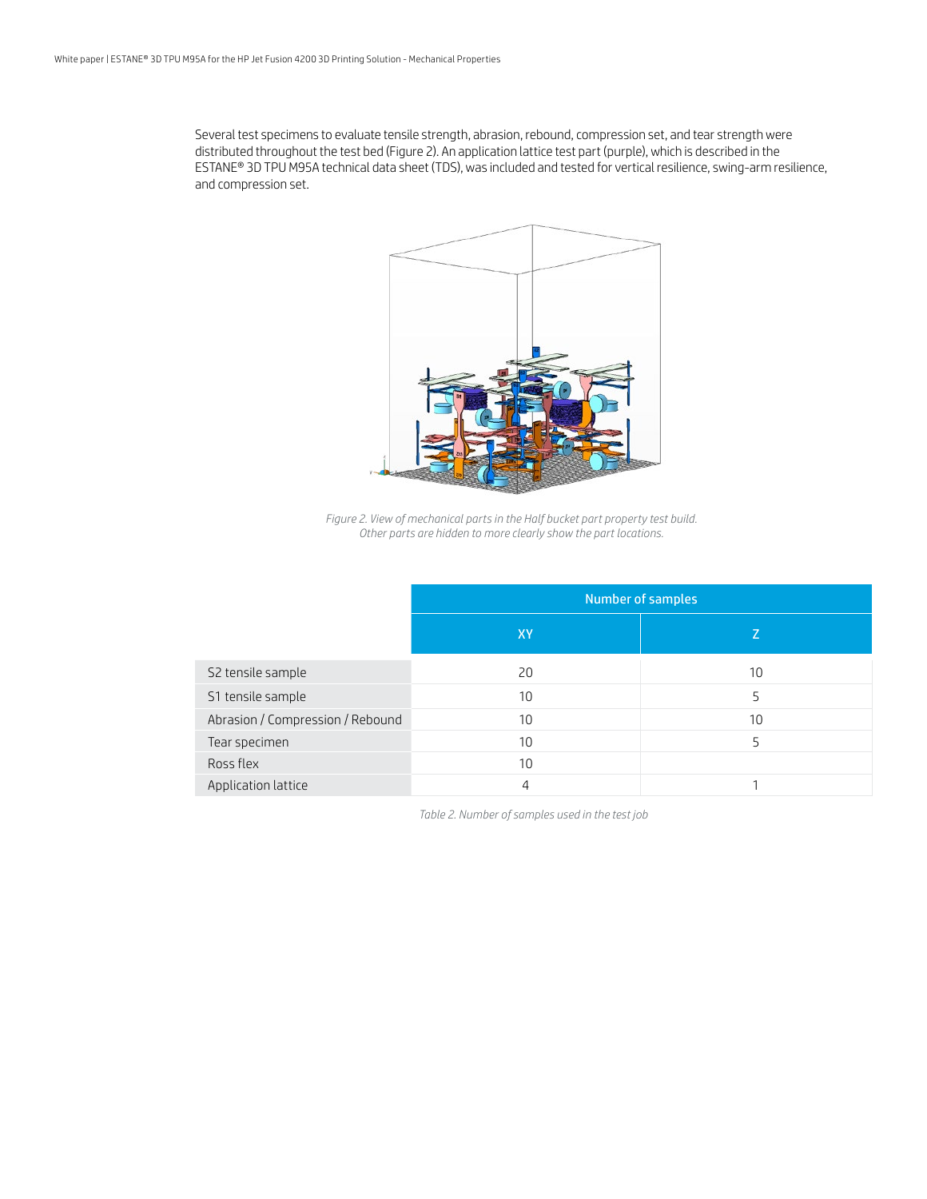Several test specimens to evaluate tensile strength, abrasion, rebound, compression set, and tear strength were distributed throughout the test bed (Figure 2). An application lattice test part (purple), which is described in the ESTANE® 3D TPU M95A technical data sheet (TDS), was included and tested for vertical resilience, swing-arm resilience, and compression set.

*Figure 2. View of mechanical parts in the Half bucket part property test build. Other parts are hidden to more clearly show the part locations.*

| | Number of samples | |
|---|---|---|
| | XY | Z |
| S2 tensile sample | 20 | 10 |
| S1 tensile sample | 10 | 5 |
| Abrasion / Compression / Rebound | 10 | 10 |
| Tear specimen | 10 | 5 |
| Ross flex | 10 | |
| Application lattice | 4 | 1 |

*Table 2. Number of samples used in the test job*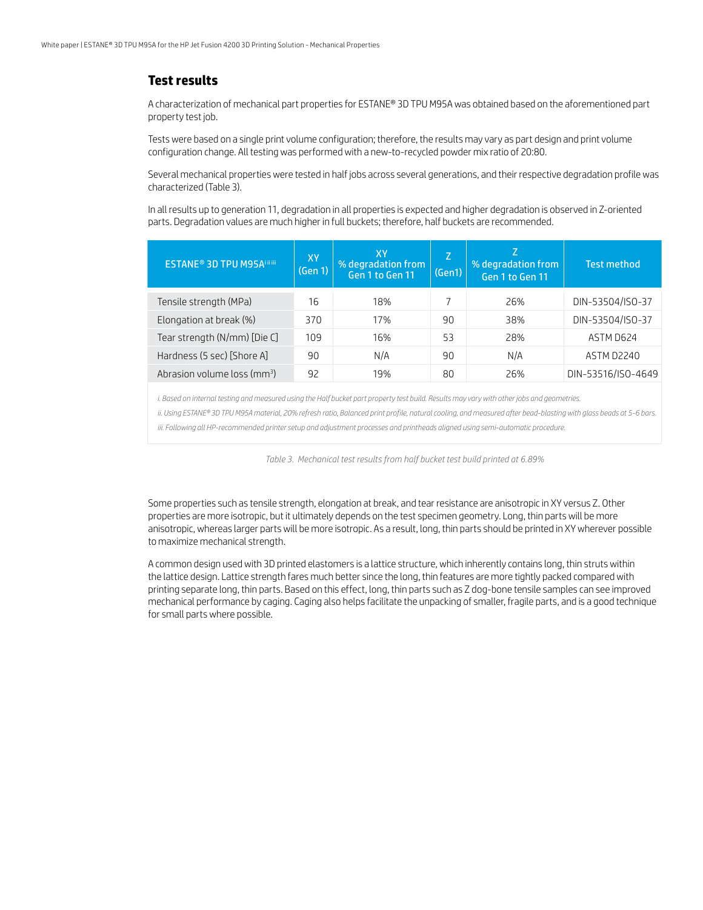## Test results

A characterization of mechanical part properties for ESTANE® 3D TPU M95A was obtained based on the aforementioned part property test job.

Tests were based on a single print volume configuration; therefore, the results may vary as part design and print volume configuration change. All testing was performed with a new-to-recycled powder mix ratio of 20:80.

Several mechanical properties were tested in half jobs across several generations, and their respective degradation profile was characterized (Table 3).

In all results up to generation 11, degradation in all properties is expected and higher degradation is observed in Z-oriented parts. Degradation values are much higher in full buckets; therefore, half buckets are recommended.

| ESTANE® 3D TPU M95A[i ii iii] | XY (Gen 1) | XY % degradation from Gen 1 to Gen 11 | Z (Gen1) | Z % degradation from Gen 1 to Gen 11 | Test method |
|---|---|---|---|---|---|
| Tensile strength (MPa) | 16 | 18% | 7 | 26% | DIN-53504/ISO-37 |
| Elongation at break (%) | 370 | 17% | 90 | 38% | DIN-53504/ISO-37 |
| Tear strength (N/mm) [Die C] | 109 | 16% | 53 | 28% | ASTM D624 |
| Hardness (5 sec) [Shore A] | 90 | N/A | 90 | N/A | ASTM D2240 |
| Abrasion volume loss (mm³) | 92 | 19% | 80 | 26% | DIN-53516/ISO-4649 |

*i. Based on internal testing and measured using the Half bucket part property test build. Results may vary with other jobs and geometries.*

*ii. Using ESTANE® 3D TPU M95A material, 20% refresh ratio, Balanced print profile, natural cooling, and measured after bead-blasting with glass beads at 5-6 bars.*

*iii. Following all HP-recommended printer setup and adjustment processes and printheads aligned using semi-automatic procedure.*

*Table 3. Mechanical test results from half bucket test build printed at 6.89%*

Some properties such as tensile strength, elongation at break, and tear resistance are anisotropic in XY versus Z. Other properties are more isotropic, but it ultimately depends on the test specimen geometry. Long, thin parts will be more anisotropic, whereas larger parts will be more isotropic. As a result, long, thin parts should be printed in XY wherever possible to maximize mechanical strength.

A common design used with 3D printed elastomers is a lattice structure, which inherently contains long, thin struts within the lattice design. Lattice strength fares much better since the long, thin features are more tightly packed compared with printing separate long, thin parts. Based on this effect, long, thin parts such as Z dog-bone tensile samples can see improved mechanical performance by caging. Caging also helps facilitate the unpacking of smaller, fragile parts, and is a good technique for small parts where possible.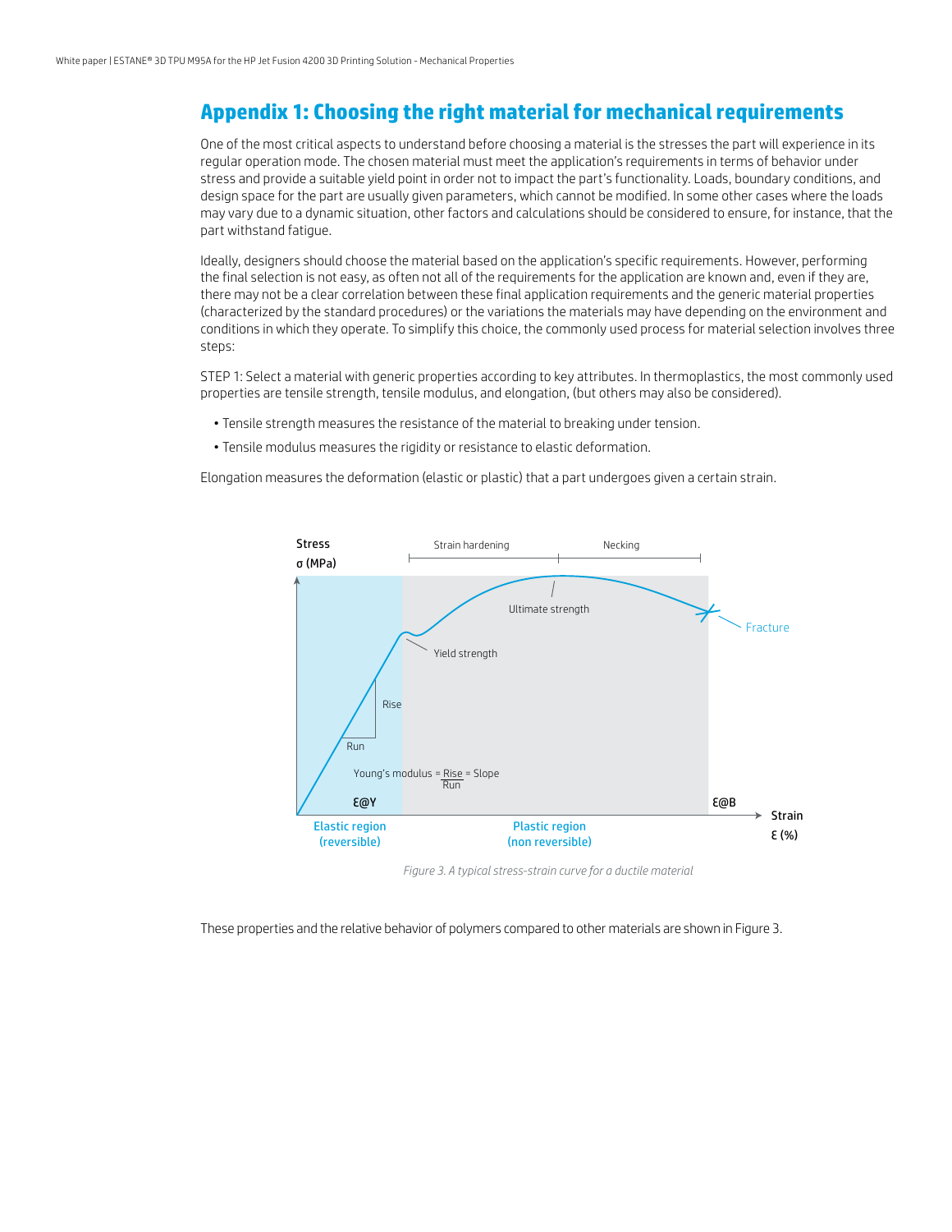# Appendix 1: Choosing the right material for mechanical requirements

One of the most critical aspects to understand before choosing a material is the stresses the part will experience in its regular operation mode. The chosen material must meet the application's requirements in terms of behavior under stress and provide a suitable yield point in order not to impact the part's functionality. Loads, boundary conditions, and design space for the part are usually given parameters, which cannot be modified. In some other cases where the loads may vary due to a dynamic situation, other factors and calculations should be considered to ensure, for instance, that the part withstand fatigue.

Ideally, designers should choose the material based on the application's specific requirements. However, performing the final selection is not easy, as often not all of the requirements for the application are known and, even if they are, there may not be a clear correlation between these final application requirements and the generic material properties (characterized by the standard procedures) or the variations the materials may have depending on the environment and conditions in which they operate. To simplify this choice, the commonly used process for material selection involves three steps:

STEP 1: Select a material with generic properties according to key attributes. In thermoplastics, the most commonly used properties are tensile strength, tensile modulus, and elongation, (but others may also be considered).

- Tensile strength measures the resistance of the material to breaking under tension.
- Tensile modulus measures the rigidity or resistance to elastic deformation.

Elongation measures the deformation (elastic or plastic) that a part undergoes given a certain strain.

Stress σ (MPa) | Strain hardening | Necking | Ultimate strength | Fracture | Yield strength | Rise | Run | Young's modulus = $\frac{\text{Rise}}{\text{Run}}$ = Slope | ε@Y | ε@B | Strain ε (%) | Elastic region (reversible) | Plastic region (non reversible)

*Figure 3. A typical stress-strain curve for a ductile material*

These properties and the relative behavior of polymers compared to other materials are shown in Figure 3.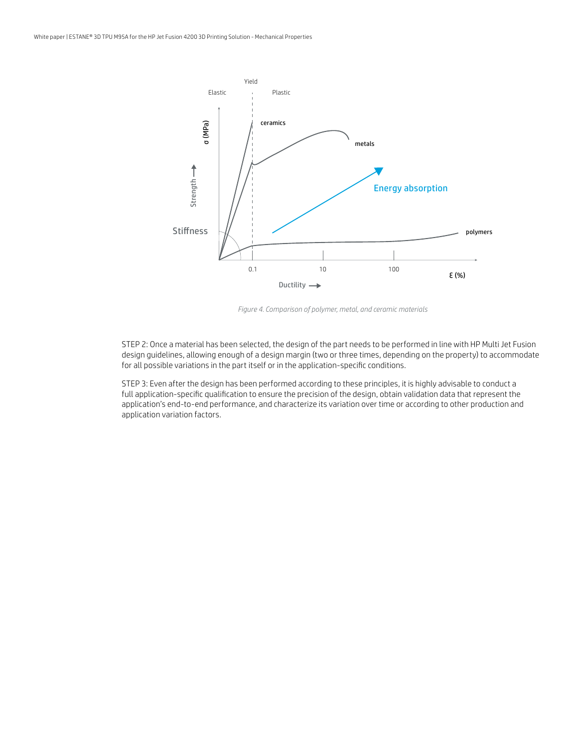Figure 4. Comparison of polymer, metal, and ceramic materials

STEP 2: Once a material has been selected, the design of the part needs to be performed in line with HP Multi Jet Fusion design guidelines, allowing enough of a design margin (two or three times, depending on the property) to accommodate for all possible variations in the part itself or in the application-specific conditions.

STEP 3: Even after the design has been performed according to these principles, it is highly advisable to conduct a full application-specific qualification to ensure the precision of the design, obtain validation data that represent the application's end-to-end performance, and characterize its variation over time or according to other production and application variation factors.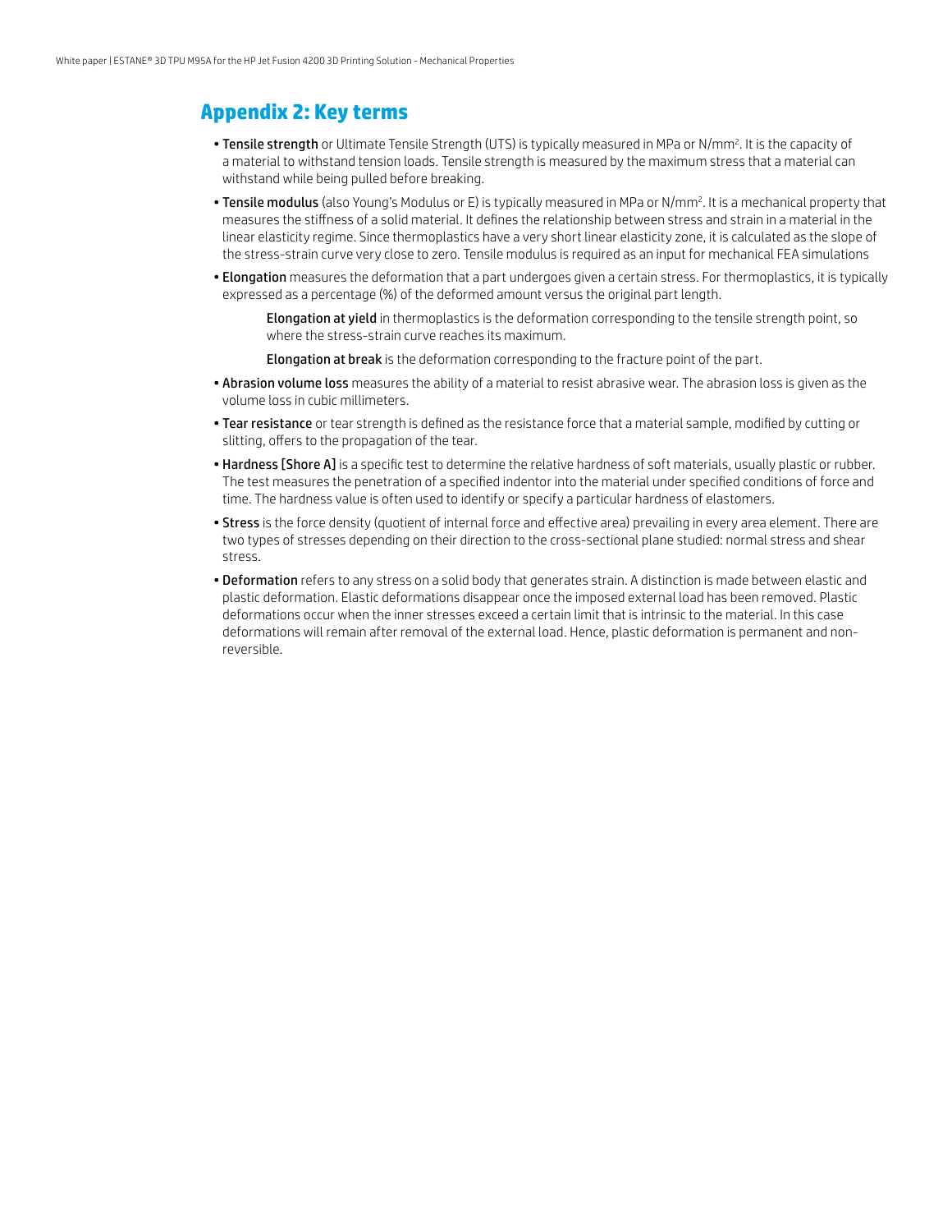## Appendix 2: Key terms

- **Tensile strength** or Ultimate Tensile Strength (UTS) is typically measured in MPa or $N/mm^2$. It is the capacity of a material to withstand tension loads. Tensile strength is measured by the maximum stress that a material can withstand while being pulled before breaking.
- **Tensile modulus** (also Young's Modulus or E) is typically measured in MPa or $N/mm^2$. It is a mechanical property that measures the stiffness of a solid material. It defines the relationship between stress and strain in a material in the linear elasticity regime. Since thermoplastics have a very short linear elasticity zone, it is calculated as the slope of the stress-strain curve very close to zero. Tensile modulus is required as an input for mechanical FEA simulations
- **Elongation** measures the deformation that a part undergoes given a certain stress. For thermoplastics, it is typically expressed as a percentage (%) of the deformed amount versus the original part length.

  **Elongation at yield** in thermoplastics is the deformation corresponding to the tensile strength point, so where the stress-strain curve reaches its maximum.

  **Elongation at break** is the deformation corresponding to the fracture point of the part.
- **Abrasion volume loss** measures the ability of a material to resist abrasive wear. The abrasion loss is given as the volume loss in cubic millimeters.
- **Tear resistance** or tear strength is defined as the resistance force that a material sample, modified by cutting or slitting, offers to the propagation of the tear.
- **Hardness [Shore A]** is a specific test to determine the relative hardness of soft materials, usually plastic or rubber. The test measures the penetration of a specified indentor into the material under specified conditions of force and time. The hardness value is often used to identify or specify a particular hardness of elastomers.
- **Stress** is the force density (quotient of internal force and effective area) prevailing in every area element. There are two types of stresses depending on their direction to the cross-sectional plane studied: normal stress and shear stress.
- **Deformation** refers to any stress on a solid body that generates strain. A distinction is made between elastic and plastic deformation. Elastic deformations disappear once the imposed external load has been removed. Plastic deformations occur when the inner stresses exceed a certain limit that is intrinsic to the material. In this case deformations will remain after removal of the external load. Hence, plastic deformation is permanent and non-reversible.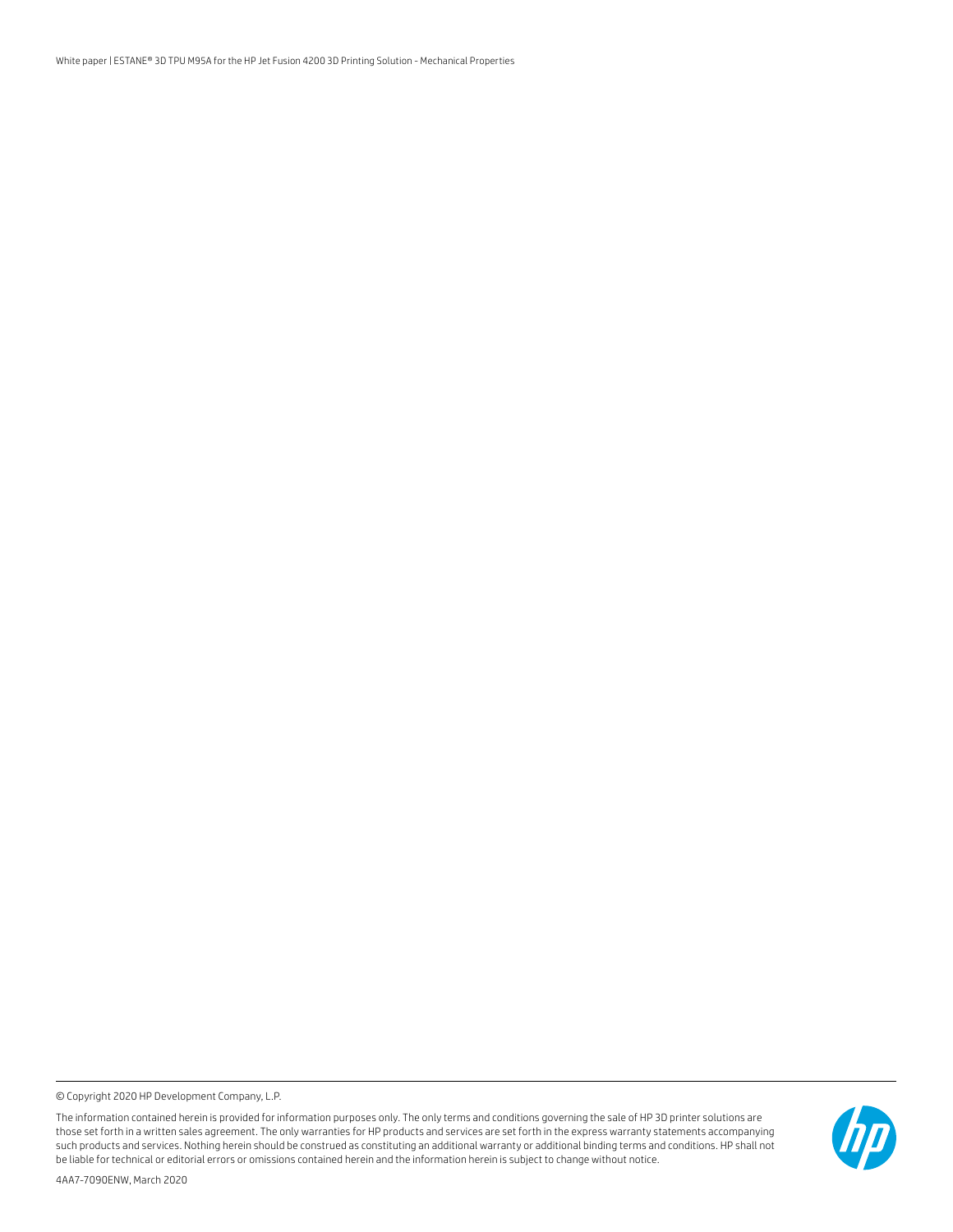© Copyright 2020 HP Development Company, L.P.

The information contained herein is provided for information purposes only. The only terms and conditions governing the sale of HP 3D printer solutions are those set forth in a written sales agreement. The only warranties for HP products and services are set forth in the express warranty statements accompanying such products and services. Nothing herein should be construed as constituting an additional warranty or additional binding terms and conditions. HP shall not be liable for technical or editorial errors or omissions contained herein and the information herein is subject to change without notice.

4AA7-7090ENW, March 2020